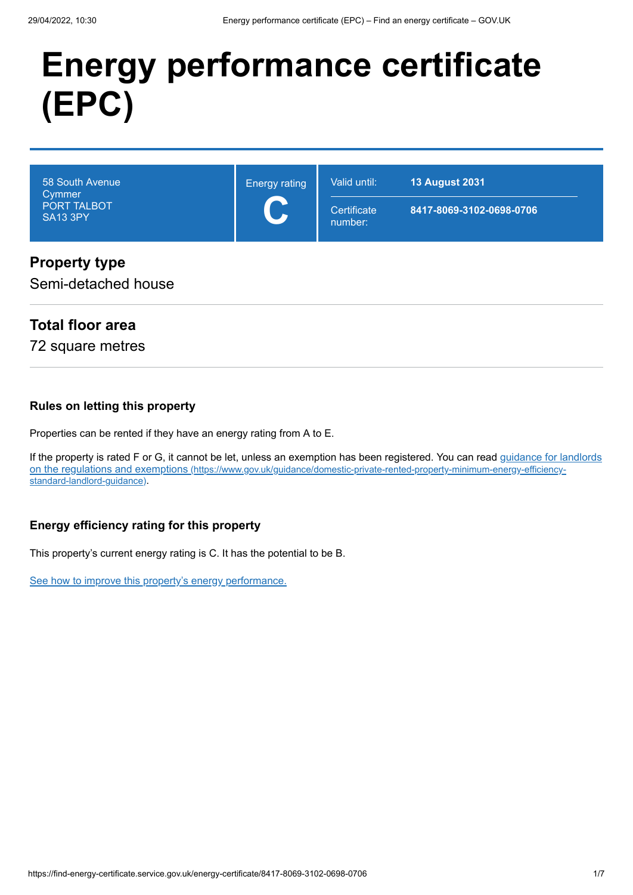# Energy performance certificate (EPC)

| 58 South Avenue<br>Cymmer<br>PORT TALBOT<br>SA13 3PY | Energy rating<br>**C** | Valid until: **13 August 2031**<br>Certificate number: **8417-8069-3102-0698-0706** |
|---|---|---|

## Property type

Semi-detached house

## Total floor area

72 square metres

### Rules on letting this property

Properties can be rented if they have an energy rating from A to E.

If the property is rated F or G, it cannot be let, unless an exemption has been registered. You can read [guidance for landlords on the regulations and exemptions](https://www.gov.uk/guidance/domestic-private-rented-property-minimum-energy-efficiency-standard-landlord-guidance) (https://www.gov.uk/guidance/domestic-private-rented-property-minimum-energy-efficiency-standard-landlord-guidance).

### Energy efficiency rating for this property

This property's current energy rating is C. It has the potential to be B.

See how to improve this property's energy performance.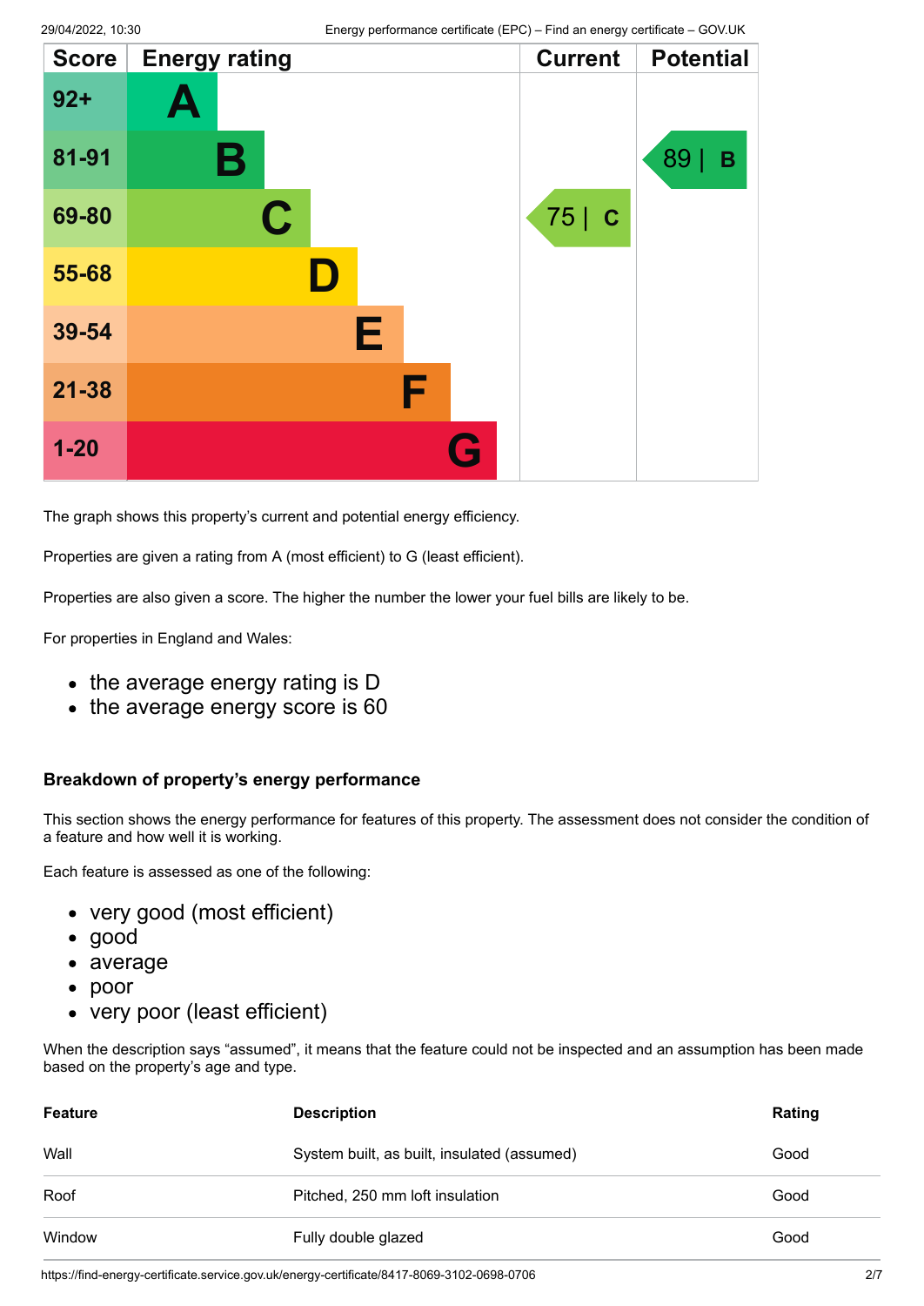| Score | Energy rating | Current | Potential |
|---|---|---|---|
| 92+ | A | | |
| 81-91 | B | | 89 \| B |
| 69-80 | C | 75 \| C | |
| 55-68 | D | | |
| 39-54 | E | | |
| 21-38 | F | | |
| 1-20 | G | | |

The graph shows this property's current and potential energy efficiency.

Properties are given a rating from A (most efficient) to G (least efficient).

Properties are also given a score. The higher the number the lower your fuel bills are likely to be.

For properties in England and Wales:

- the average energy rating is D
- the average energy score is 60

### Breakdown of property's energy performance

This section shows the energy performance for features of this property. The assessment does not consider the condition of a feature and how well it is working.

Each feature is assessed as one of the following:

- very good (most efficient)
- good
- average
- poor
- very poor (least efficient)

When the description says "assumed", it means that the feature could not be inspected and an assumption has been made based on the property's age and type.

| Feature | Description | Rating |
|---|---|---|
| Wall | System built, as built, insulated (assumed) | Good |
| Roof | Pitched, 250 mm loft insulation | Good |
| Window | Fully double glazed | Good |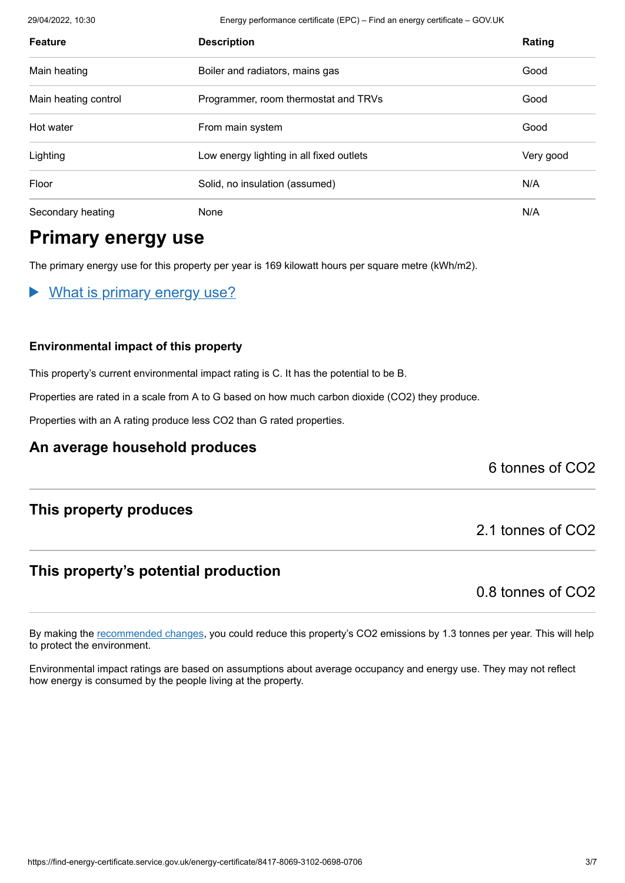| Feature | Description | Rating |
|---|---|---|
| Main heating | Boiler and radiators, mains gas | Good |
| Main heating control | Programmer, room thermostat and TRVs | Good |
| Hot water | From main system | Good |
| Lighting | Low energy lighting in all fixed outlets | Very good |
| Floor | Solid, no insulation (assumed) | N/A |
| Secondary heating | None | N/A |

## Primary energy use

The primary energy use for this property per year is 169 kilowatt hours per square metre (kWh/m2).

▶ What is primary energy use?

#### Environmental impact of this property

This property's current environmental impact rating is C. It has the potential to be B.

Properties are rated in a scale from A to G based on how much carbon dioxide ($CO_2$) they produce.

Properties with an A rating produce less $CO_2$ than G rated properties.

### An average household produces

6 tonnes of $CO_2$

### This property produces

2.1 tonnes of $CO_2$

### This property's potential production

0.8 tonnes of $CO_2$

By making the recommended changes, you could reduce this property's $CO_2$ emissions by 1.3 tonnes per year. This will help to protect the environment.

Environmental impact ratings are based on assumptions about average occupancy and energy use. They may not reflect how energy is consumed by the people living at the property.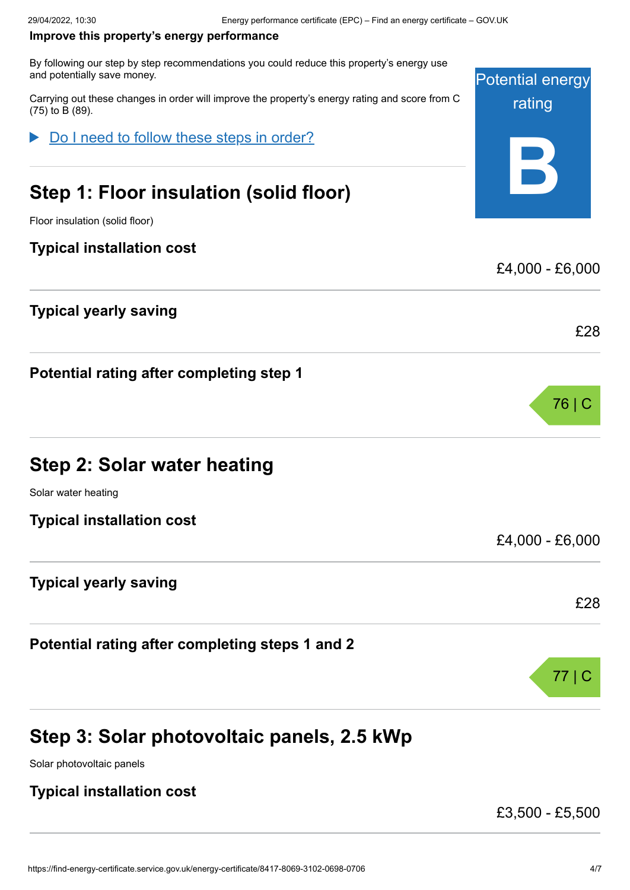**Improve this property's energy performance**

By following our step by step recommendations you could reduce this property's energy use and potentially save money.

Carrying out these changes in order will improve the property's energy rating and score from C (75) to B (89).

Potential energy rating

**B**

▶ Do I need to follow these steps in order?

## Step 1: Floor insulation (solid floor)

Floor insulation (solid floor)

**Typical installation cost**

£4,000 - £6,000

**Typical yearly saving**

£28

**Potential rating after completing step 1**

76 | C

## Step 2: Solar water heating

Solar water heating

**Typical installation cost**

£4,000 - £6,000

**Typical yearly saving**

£28

**Potential rating after completing steps 1 and 2**

77 | C

## Step 3: Solar photovoltaic panels, 2.5 kWp

Solar photovoltaic panels

**Typical installation cost**

£3,500 - £5,500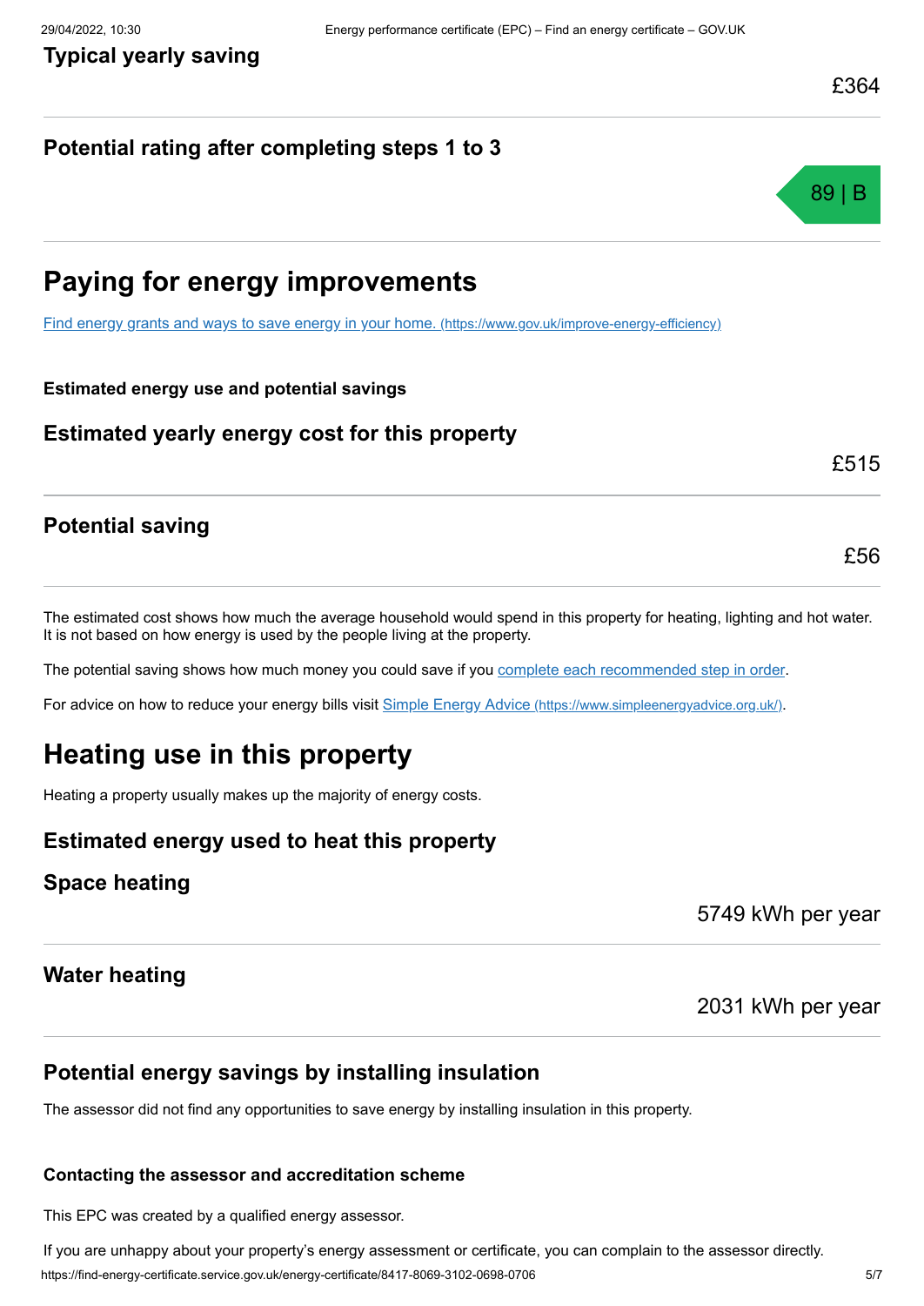#### Typical yearly saving

£364

#### Potential rating after completing steps 1 to 3

89 | B

## Paying for energy improvements

[Find energy grants and ways to save energy in your home. (https://www.gov.uk/improve-energy-efficiency)](https://www.gov.uk/improve-energy-efficiency)

**Estimated energy use and potential savings**

### Estimated yearly energy cost for this property

£515

### Potential saving

£56

The estimated cost shows how much the average household would spend in this property for heating, lighting and hot water. It is not based on how energy is used by the people living at the property.

The potential saving shows how much money you could save if you complete each recommended step in order.

For advice on how to reduce your energy bills visit [Simple Energy Advice (https://www.simpleenergyadvice.org.uk/)](https://www.simpleenergyadvice.org.uk/).

## Heating use in this property

Heating a property usually makes up the majority of energy costs.

### Estimated energy used to heat this property

### Space heating

5749 kWh per year

### Water heating

2031 kWh per year

### Potential energy savings by installing insulation

The assessor did not find any opportunities to save energy by installing insulation in this property.

**Contacting the assessor and accreditation scheme**

This EPC was created by a qualified energy assessor.

If you are unhappy about your property's energy assessment or certificate, you can complain to the assessor directly.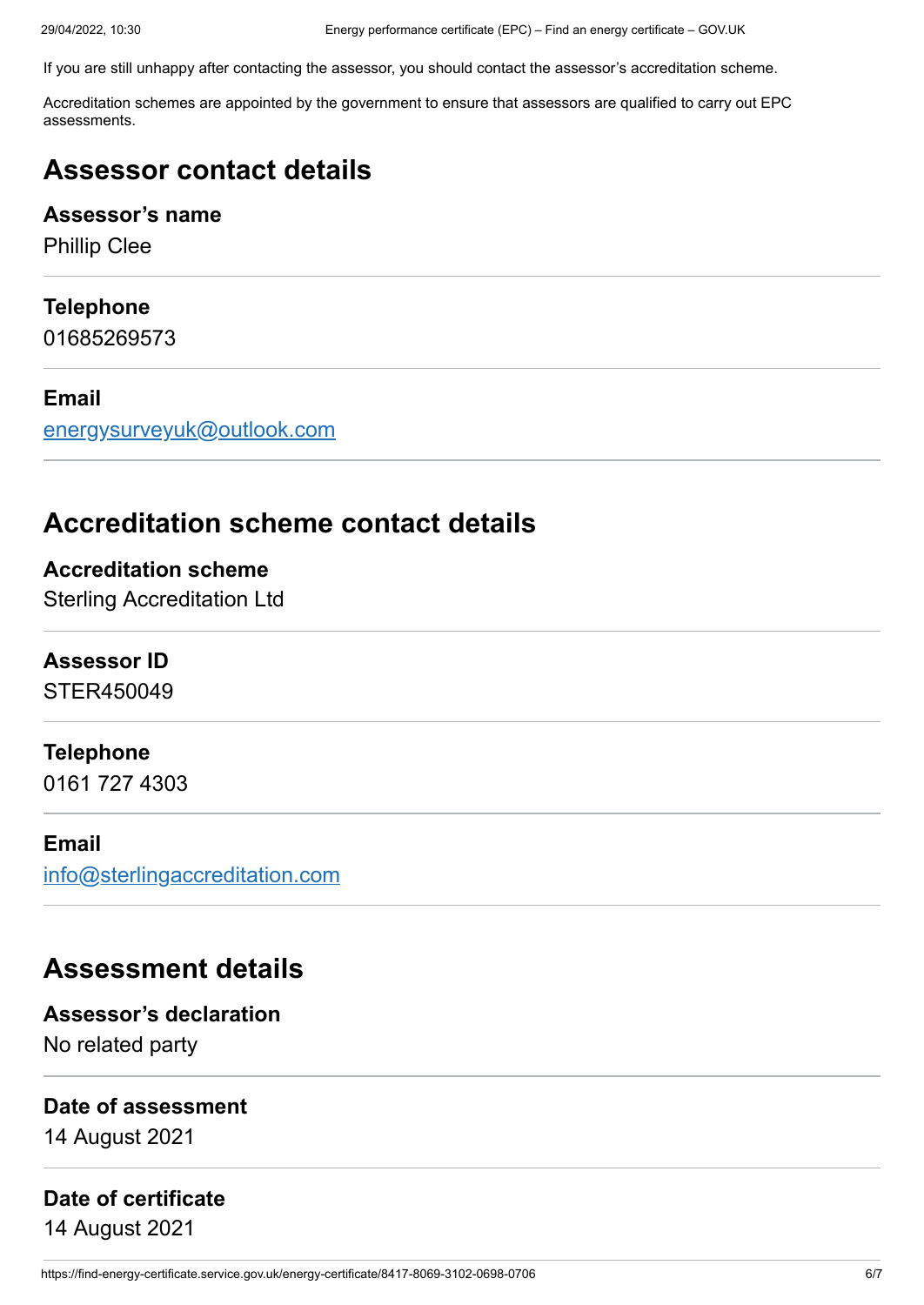If you are still unhappy after contacting the assessor, you should contact the assessor's accreditation scheme.

Accreditation schemes are appointed by the government to ensure that assessors are qualified to carry out EPC assessments.

## Assessor contact details

**Assessor's name**
Phillip Clee

**Telephone**
01685269573

**Email**
[energysurveyuk@outlook.com](mailto:energysurveyuk@outlook.com)

## Accreditation scheme contact details

**Accreditation scheme**
Sterling Accreditation Ltd

**Assessor ID**
STER450049

**Telephone**
0161 727 4303

**Email**
[info@sterlingaccreditation.com](mailto:info@sterlingaccreditation.com)

## Assessment details

**Assessor's declaration**
No related party

**Date of assessment**
14 August 2021

**Date of certificate**
14 August 2021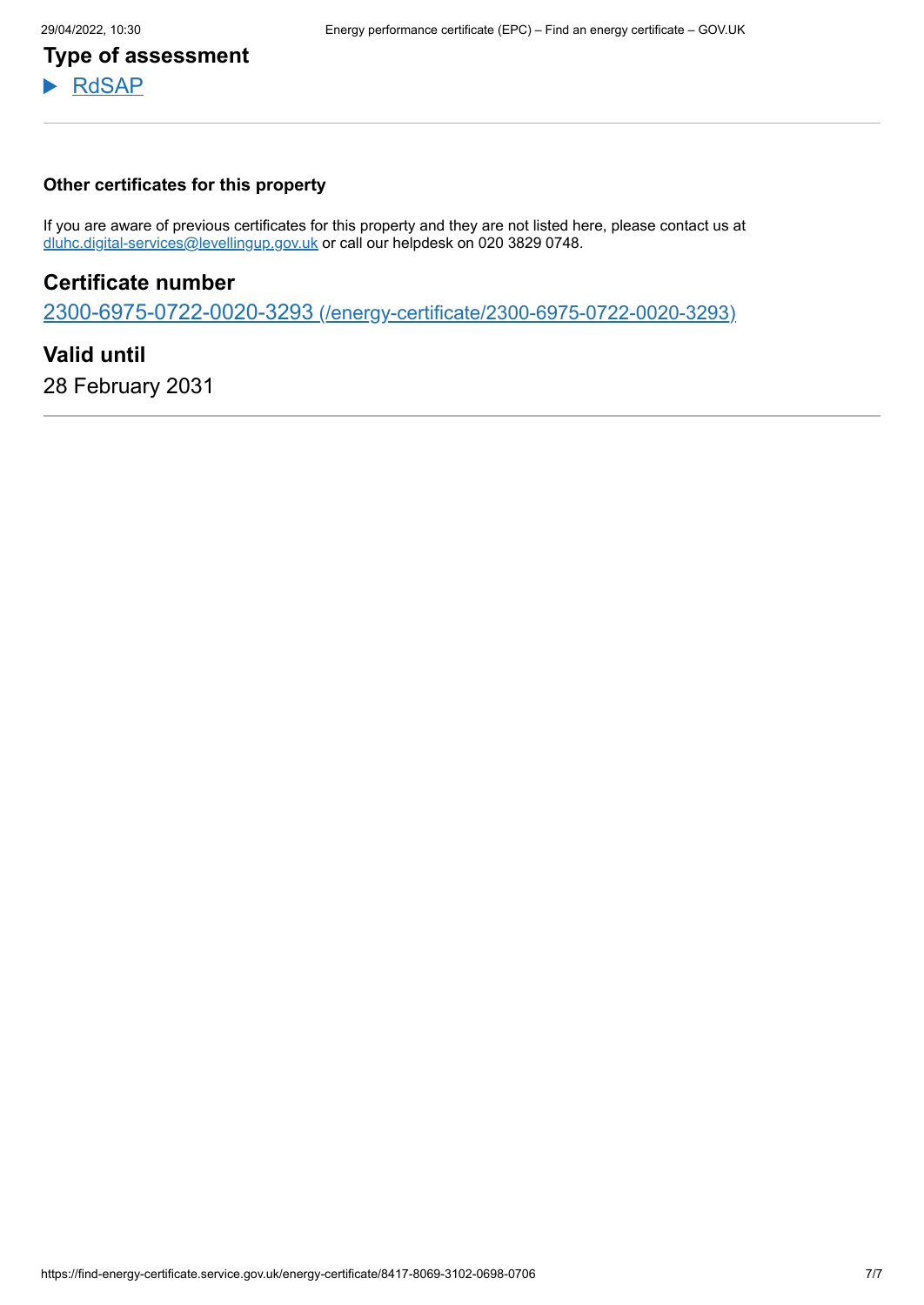## Type of assessment

▶ RdSAP

### Other certificates for this property

If you are aware of previous certificates for this property and they are not listed here, please contact us at dluhc.digital-services@levellingup.gov.uk or call our helpdesk on 020 3829 0748.

## Certificate number

2300-6975-0722-0020-3293 (/energy-certificate/2300-6975-0722-0020-3293)

## Valid until

28 February 2031